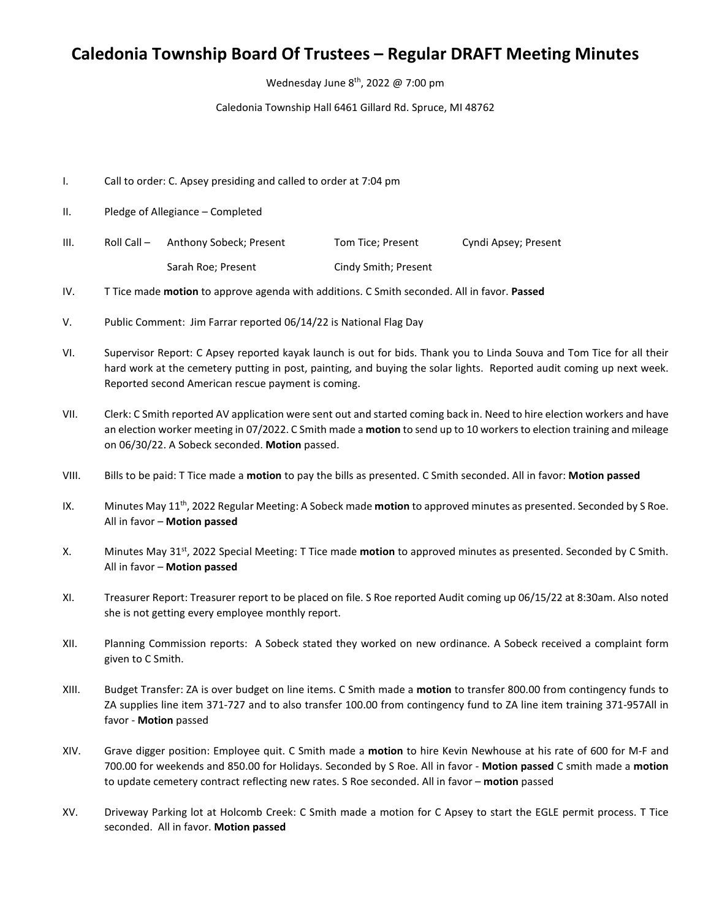# Caledonia Township Board Of Trustees – Regular DRAFT Meeting Minutes

Wednesday June 8th, 2022 @ 7:00 pm

Caledonia Township Hall 6461 Gillard Rd. Spruce, MI 48762

I. Call to order: C. Apsey presiding and called to order at 7:04 pm

II. Pledge of Allegiance – Completed

III. Roll Call – Anthony Sobeck; Present Tom Tice; Present Cyndi Apsey; Present

Sarah Roe; Present Cindy Smith; Present

IV. T Tice made **motion** to approve agenda with additions. C Smith seconded. All in favor. **Passed**

V. Public Comment: Jim Farrar reported 06/14/22 is National Flag Day

VI. Supervisor Report: C Apsey reported kayak launch is out for bids. Thank you to Linda Souva and Tom Tice for all their hard work at the cemetery putting in post, painting, and buying the solar lights. Reported audit coming up next week. Reported second American rescue payment is coming.

VII. Clerk: C Smith reported AV application were sent out and started coming back in. Need to hire election workers and have an election worker meeting in 07/2022. C Smith made a **motion** to send up to 10 workers to election training and mileage on 06/30/22. A Sobeck seconded. **Motion** passed.

VIII. Bills to be paid: T Tice made a **motion** to pay the bills as presented. C Smith seconded. All in favor: **Motion passed**

IX. Minutes May 11th, 2022 Regular Meeting: A Sobeck made **motion** to approved minutes as presented. Seconded by S Roe. All in favor – **Motion passed**

X. Minutes May 31st, 2022 Special Meeting: T Tice made **motion** to approved minutes as presented. Seconded by C Smith. All in favor – **Motion passed**

XI. Treasurer Report: Treasurer report to be placed on file. S Roe reported Audit coming up 06/15/22 at 8:30am. Also noted she is not getting every employee monthly report.

XII. Planning Commission reports: A Sobeck stated they worked on new ordinance. A Sobeck received a complaint form given to C Smith.

XIII. Budget Transfer: ZA is over budget on line items. C Smith made a **motion** to transfer 800.00 from contingency funds to ZA supplies line item 371-727 and to also transfer 100.00 from contingency fund to ZA line item training 371-957All in favor - **Motion** passed

XIV. Grave digger position: Employee quit. C Smith made a **motion** to hire Kevin Newhouse at his rate of 600 for M-F and 700.00 for weekends and 850.00 for Holidays. Seconded by S Roe. All in favor - **Motion passed** C smith made a **motion** to update cemetery contract reflecting new rates. S Roe seconded. All in favor – **motion** passed

XV. Driveway Parking lot at Holcomb Creek: C Smith made a motion for C Apsey to start the EGLE permit process. T Tice seconded. All in favor. **Motion passed**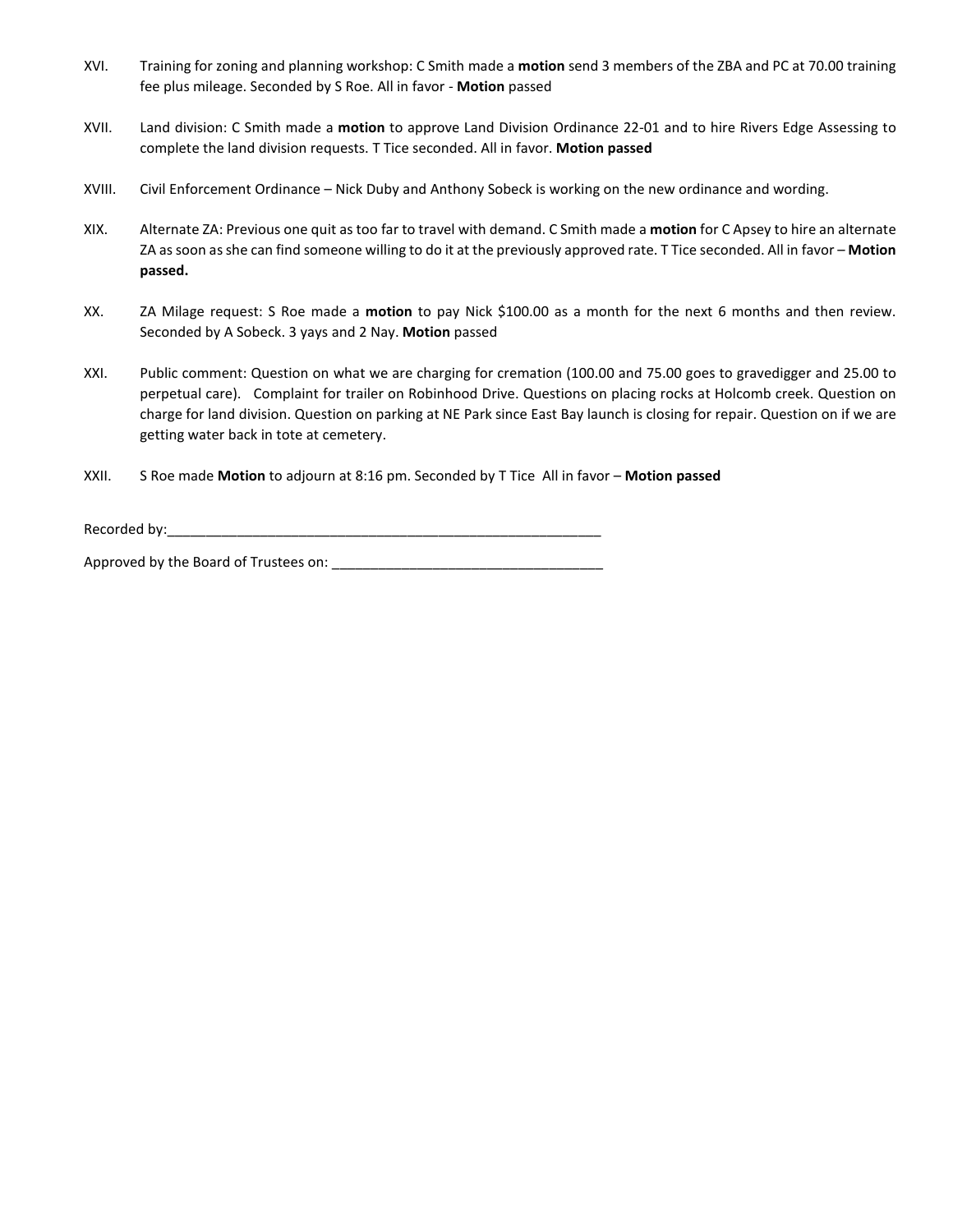XVI. Training for zoning and planning workshop: C Smith made a **motion** send 3 members of the ZBA and PC at 70.00 training fee plus mileage. Seconded by S Roe. All in favor - **Motion** passed

XVII. Land division: C Smith made a **motion** to approve Land Division Ordinance 22-01 and to hire Rivers Edge Assessing to complete the land division requests. T Tice seconded. All in favor. **Motion passed**

XVIII. Civil Enforcement Ordinance – Nick Duby and Anthony Sobeck is working on the new ordinance and wording.

XIX. Alternate ZA: Previous one quit as too far to travel with demand. C Smith made a **motion** for C Apsey to hire an alternate ZA as soon as she can find someone willing to do it at the previously approved rate. T Tice seconded. All in favor – **Motion passed.**

XX. ZA Milage request: S Roe made a **motion** to pay Nick $100.00 as a month for the next 6 months and then review. Seconded by A Sobeck. 3 yays and 2 Nay. **Motion** passed

XXI. Public comment: Question on what we are charging for cremation (100.00 and 75.00 goes to gravedigger and 25.00 to perpetual care). Complaint for trailer on Robinhood Drive. Questions on placing rocks at Holcomb creek. Question on charge for land division. Question on parking at NE Park since East Bay launch is closing for repair. Question on if we are getting water back in tote at cemetery.

XXII. S Roe made **Motion** to adjourn at 8:16 pm. Seconded by T Tice All in favor – **Motion passed**

Recorded by:\_\_\_\_\_\_\_\_\_\_\_\_\_\_\_\_\_\_\_\_\_\_\_\_\_\_\_\_\_\_\_\_\_\_\_\_\_\_\_\_\_\_\_\_\_\_\_\_\_\_\_\_\_\_\_\_

Approved by the Board of Trustees on: \_\_\_\_\_\_\_\_\_\_\_\_\_\_\_\_\_\_\_\_\_\_\_\_\_\_\_\_\_\_\_\_\_\_\_\_